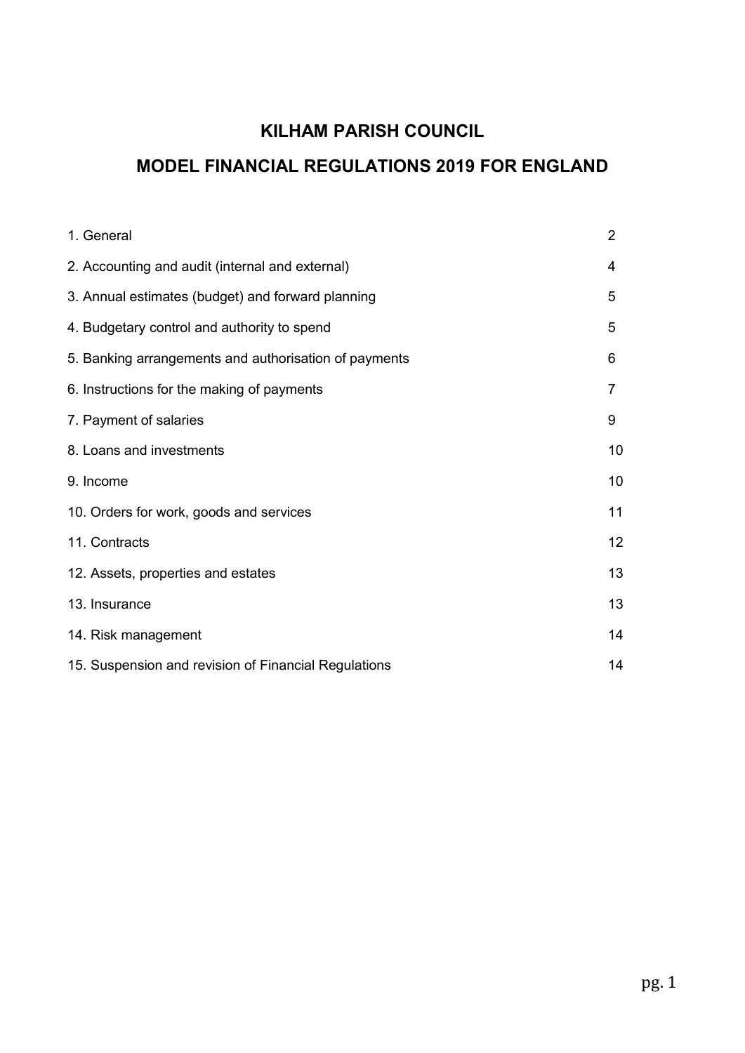# KILHAM PARISH COUNCIL

# MODEL FINANCIAL REGULATIONS 2019 FOR ENGLAND

| | |
|---|---|
| 1. General | 2 |
| 2. Accounting and audit (internal and external) | 4 |
| 3. Annual estimates (budget) and forward planning | 5 |
| 4. Budgetary control and authority to spend | 5 |
| 5. Banking arrangements and authorisation of payments | 6 |
| 6. Instructions for the making of payments | 7 |
| 7. Payment of salaries | 9 |
| 8. Loans and investments | 10 |
| 9. Income | 10 |
| 10. Orders for work, goods and services | 11 |
| 11. Contracts | 12 |
| 12. Assets, properties and estates | 13 |
| 13. Insurance | 13 |
| 14. Risk management | 14 |
| 15. Suspension and revision of Financial Regulations | 14 |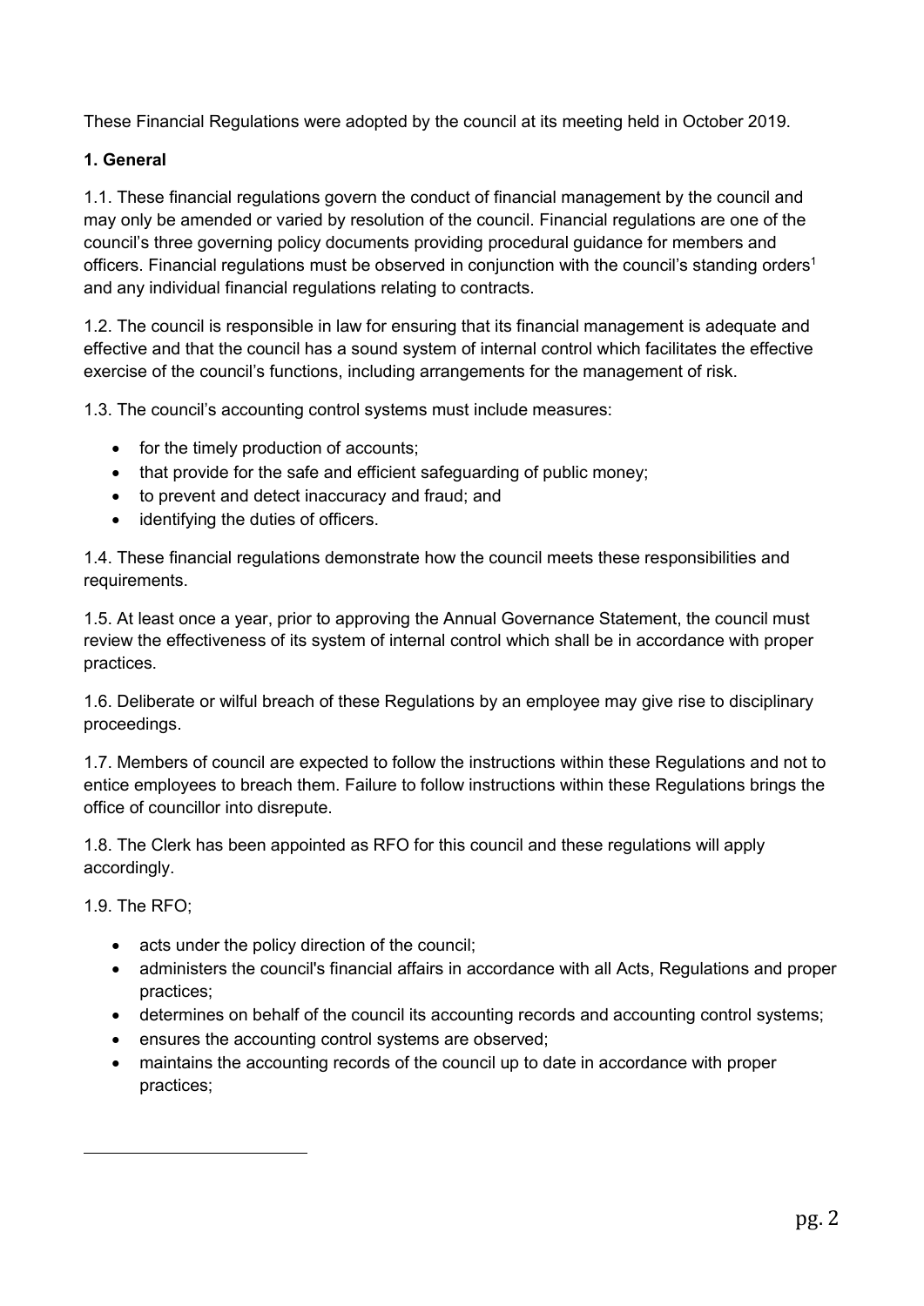These Financial Regulations were adopted by the council at its meeting held in October 2019.

**1. General**

1.1. These financial regulations govern the conduct of financial management by the council and may only be amended or varied by resolution of the council. Financial regulations are one of the council's three governing policy documents providing procedural guidance for members and officers. Financial regulations must be observed in conjunction with the council's standing orders[1] and any individual financial regulations relating to contracts.

1.2. The council is responsible in law for ensuring that its financial management is adequate and effective and that the council has a sound system of internal control which facilitates the effective exercise of the council's functions, including arrangements for the management of risk.

1.3. The council's accounting control systems must include measures:

- for the timely production of accounts;
- that provide for the safe and efficient safeguarding of public money;
- to prevent and detect inaccuracy and fraud; and
- identifying the duties of officers.

1.4. These financial regulations demonstrate how the council meets these responsibilities and requirements.

1.5. At least once a year, prior to approving the Annual Governance Statement, the council must review the effectiveness of its system of internal control which shall be in accordance with proper practices.

1.6. Deliberate or wilful breach of these Regulations by an employee may give rise to disciplinary proceedings.

1.7. Members of council are expected to follow the instructions within these Regulations and not to entice employees to breach them. Failure to follow instructions within these Regulations brings the office of councillor into disrepute.

1.8. The Clerk has been appointed as RFO for this council and these regulations will apply accordingly.

1.9. The RFO;

- acts under the policy direction of the council;
- administers the council's financial affairs in accordance with all Acts, Regulations and proper practices;
- determines on behalf of the council its accounting records and accounting control systems;
- ensures the accounting control systems are observed;
- maintains the accounting records of the council up to date in accordance with proper practices;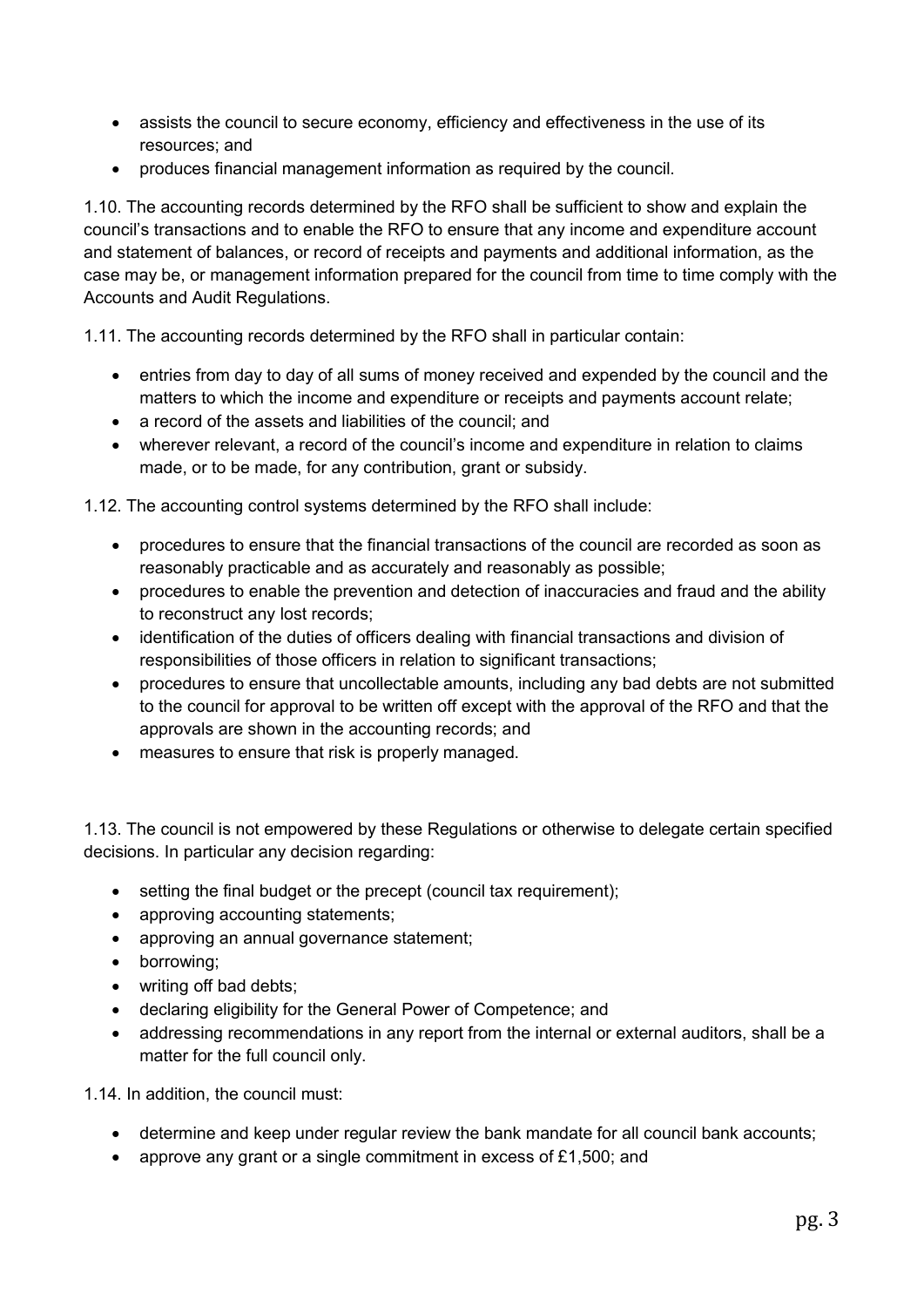- assists the council to secure economy, efficiency and effectiveness in the use of its resources; and
- produces financial management information as required by the council.

1.10. The accounting records determined by the RFO shall be sufficient to show and explain the council's transactions and to enable the RFO to ensure that any income and expenditure account and statement of balances, or record of receipts and payments and additional information, as the case may be, or management information prepared for the council from time to time comply with the Accounts and Audit Regulations.

1.11. The accounting records determined by the RFO shall in particular contain:

- entries from day to day of all sums of money received and expended by the council and the matters to which the income and expenditure or receipts and payments account relate;
- a record of the assets and liabilities of the council; and
- wherever relevant, a record of the council's income and expenditure in relation to claims made, or to be made, for any contribution, grant or subsidy.

1.12. The accounting control systems determined by the RFO shall include:

- procedures to ensure that the financial transactions of the council are recorded as soon as reasonably practicable and as accurately and reasonably as possible;
- procedures to enable the prevention and detection of inaccuracies and fraud and the ability to reconstruct any lost records;
- identification of the duties of officers dealing with financial transactions and division of responsibilities of those officers in relation to significant transactions;
- procedures to ensure that uncollectable amounts, including any bad debts are not submitted to the council for approval to be written off except with the approval of the RFO and that the approvals are shown in the accounting records; and
- measures to ensure that risk is properly managed.

1.13. The council is not empowered by these Regulations or otherwise to delegate certain specified decisions. In particular any decision regarding:

- setting the final budget or the precept (council tax requirement);
- approving accounting statements;
- approving an annual governance statement;
- borrowing;
- writing off bad debts;
- declaring eligibility for the General Power of Competence; and
- addressing recommendations in any report from the internal or external auditors, shall be a matter for the full council only.

1.14. In addition, the council must:

- determine and keep under regular review the bank mandate for all council bank accounts;
- approve any grant or a single commitment in excess of £1,500; and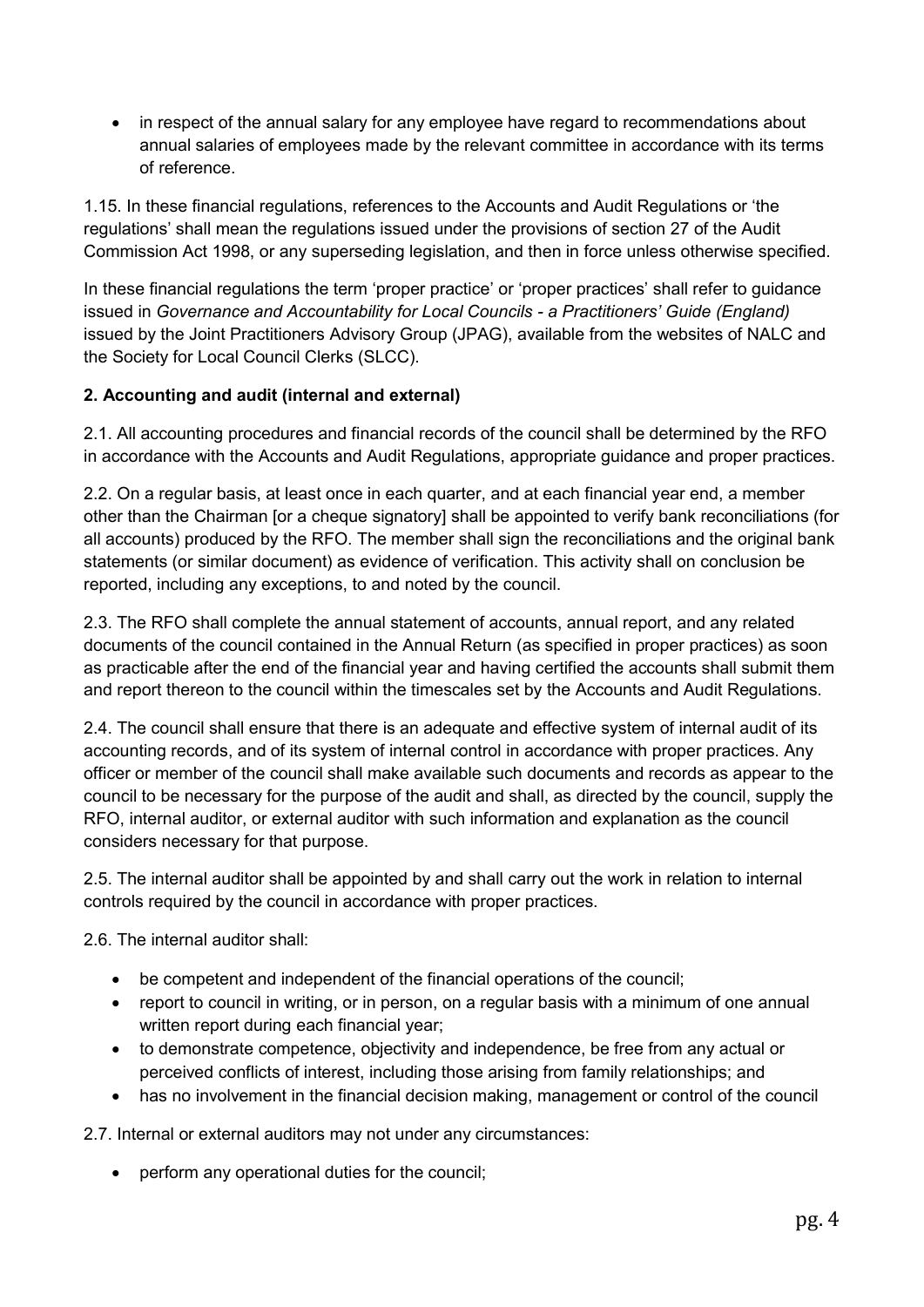- in respect of the annual salary for any employee have regard to recommendations about annual salaries of employees made by the relevant committee in accordance with its terms of reference.

1.15. In these financial regulations, references to the Accounts and Audit Regulations or 'the regulations' shall mean the regulations issued under the provisions of section 27 of the Audit Commission Act 1998, or any superseding legislation, and then in force unless otherwise specified.

In these financial regulations the term 'proper practice' or 'proper practices' shall refer to guidance issued in *Governance and Accountability for Local Councils - a Practitioners' Guide (England)* issued by the Joint Practitioners Advisory Group (JPAG), available from the websites of NALC and the Society for Local Council Clerks (SLCC).

**2. Accounting and audit (internal and external)**

2.1. All accounting procedures and financial records of the council shall be determined by the RFO in accordance with the Accounts and Audit Regulations, appropriate guidance and proper practices.

2.2. On a regular basis, at least once in each quarter, and at each financial year end, a member other than the Chairman [or a cheque signatory] shall be appointed to verify bank reconciliations (for all accounts) produced by the RFO. The member shall sign the reconciliations and the original bank statements (or similar document) as evidence of verification. This activity shall on conclusion be reported, including any exceptions, to and noted by the council.

2.3. The RFO shall complete the annual statement of accounts, annual report, and any related documents of the council contained in the Annual Return (as specified in proper practices) as soon as practicable after the end of the financial year and having certified the accounts shall submit them and report thereon to the council within the timescales set by the Accounts and Audit Regulations.

2.4. The council shall ensure that there is an adequate and effective system of internal audit of its accounting records, and of its system of internal control in accordance with proper practices. Any officer or member of the council shall make available such documents and records as appear to the council to be necessary for the purpose of the audit and shall, as directed by the council, supply the RFO, internal auditor, or external auditor with such information and explanation as the council considers necessary for that purpose.

2.5. The internal auditor shall be appointed by and shall carry out the work in relation to internal controls required by the council in accordance with proper practices.

2.6. The internal auditor shall:

- be competent and independent of the financial operations of the council;
- report to council in writing, or in person, on a regular basis with a minimum of one annual written report during each financial year;
- to demonstrate competence, objectivity and independence, be free from any actual or perceived conflicts of interest, including those arising from family relationships; and
- has no involvement in the financial decision making, management or control of the council

2.7. Internal or external auditors may not under any circumstances:

- perform any operational duties for the council;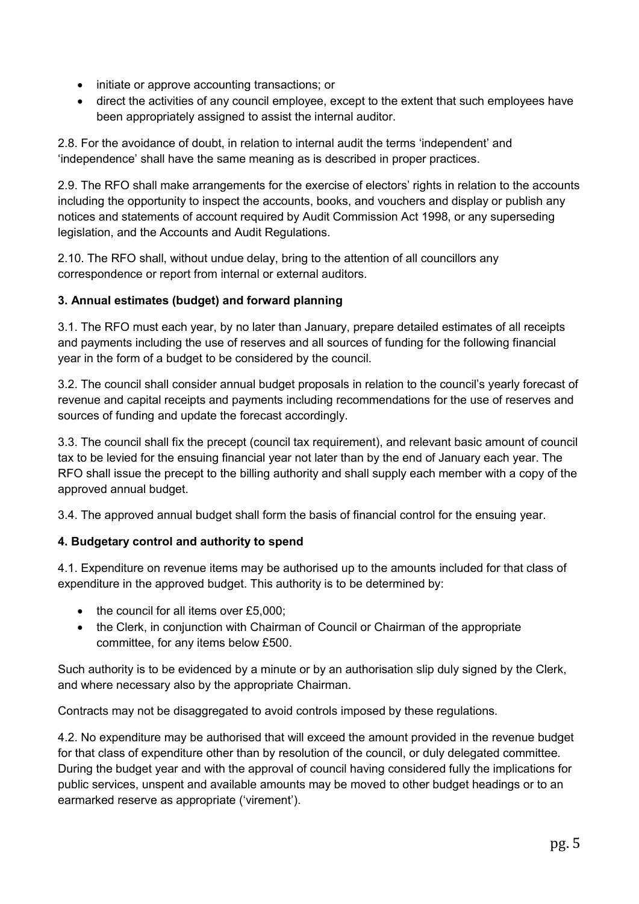- initiate or approve accounting transactions; or
- direct the activities of any council employee, except to the extent that such employees have been appropriately assigned to assist the internal auditor.

2.8. For the avoidance of doubt, in relation to internal audit the terms 'independent' and 'independence' shall have the same meaning as is described in proper practices.

2.9. The RFO shall make arrangements for the exercise of electors' rights in relation to the accounts including the opportunity to inspect the accounts, books, and vouchers and display or publish any notices and statements of account required by Audit Commission Act 1998, or any superseding legislation, and the Accounts and Audit Regulations.

2.10. The RFO shall, without undue delay, bring to the attention of all councillors any correspondence or report from internal or external auditors.

**3. Annual estimates (budget) and forward planning**

3.1. The RFO must each year, by no later than January, prepare detailed estimates of all receipts and payments including the use of reserves and all sources of funding for the following financial year in the form of a budget to be considered by the council.

3.2. The council shall consider annual budget proposals in relation to the council's yearly forecast of revenue and capital receipts and payments including recommendations for the use of reserves and sources of funding and update the forecast accordingly.

3.3. The council shall fix the precept (council tax requirement), and relevant basic amount of council tax to be levied for the ensuing financial year not later than by the end of January each year. The RFO shall issue the precept to the billing authority and shall supply each member with a copy of the approved annual budget.

3.4. The approved annual budget shall form the basis of financial control for the ensuing year.

**4. Budgetary control and authority to spend**

4.1. Expenditure on revenue items may be authorised up to the amounts included for that class of expenditure in the approved budget. This authority is to be determined by:

- the council for all items over £5,000;
- the Clerk, in conjunction with Chairman of Council or Chairman of the appropriate committee, for any items below £500.

Such authority is to be evidenced by a minute or by an authorisation slip duly signed by the Clerk, and where necessary also by the appropriate Chairman.

Contracts may not be disaggregated to avoid controls imposed by these regulations.

4.2. No expenditure may be authorised that will exceed the amount provided in the revenue budget for that class of expenditure other than by resolution of the council, or duly delegated committee. During the budget year and with the approval of council having considered fully the implications for public services, unspent and available amounts may be moved to other budget headings or to an earmarked reserve as appropriate ('virement').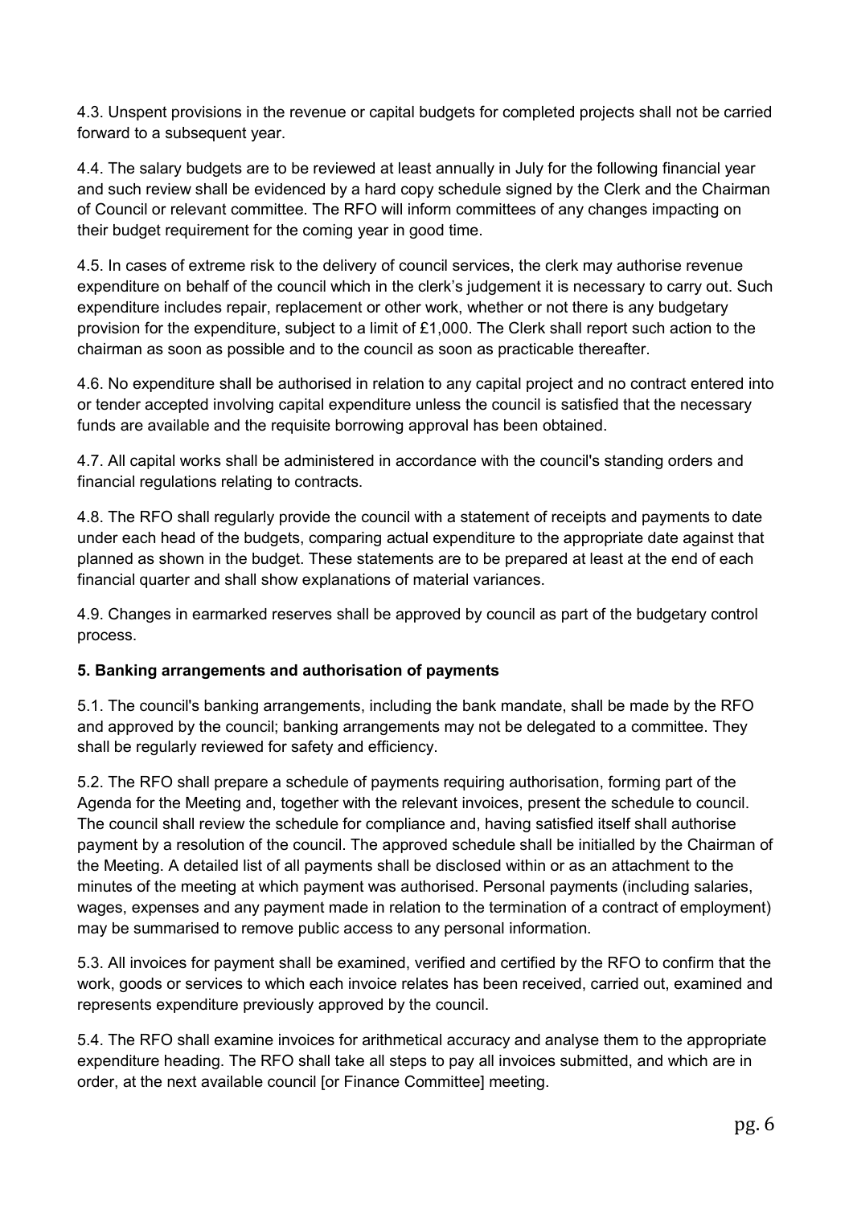4.3. Unspent provisions in the revenue or capital budgets for completed projects shall not be carried forward to a subsequent year.

4.4. The salary budgets are to be reviewed at least annually in July for the following financial year and such review shall be evidenced by a hard copy schedule signed by the Clerk and the Chairman of Council or relevant committee. The RFO will inform committees of any changes impacting on their budget requirement for the coming year in good time.

4.5. In cases of extreme risk to the delivery of council services, the clerk may authorise revenue expenditure on behalf of the council which in the clerk's judgement it is necessary to carry out. Such expenditure includes repair, replacement or other work, whether or not there is any budgetary provision for the expenditure, subject to a limit of £1,000. The Clerk shall report such action to the chairman as soon as possible and to the council as soon as practicable thereafter.

4.6. No expenditure shall be authorised in relation to any capital project and no contract entered into or tender accepted involving capital expenditure unless the council is satisfied that the necessary funds are available and the requisite borrowing approval has been obtained.

4.7. All capital works shall be administered in accordance with the council's standing orders and financial regulations relating to contracts.

4.8. The RFO shall regularly provide the council with a statement of receipts and payments to date under each head of the budgets, comparing actual expenditure to the appropriate date against that planned as shown in the budget. These statements are to be prepared at least at the end of each financial quarter and shall show explanations of material variances.

4.9. Changes in earmarked reserves shall be approved by council as part of the budgetary control process.

**5. Banking arrangements and authorisation of payments**

5.1. The council's banking arrangements, including the bank mandate, shall be made by the RFO and approved by the council; banking arrangements may not be delegated to a committee. They shall be regularly reviewed for safety and efficiency.

5.2. The RFO shall prepare a schedule of payments requiring authorisation, forming part of the Agenda for the Meeting and, together with the relevant invoices, present the schedule to council. The council shall review the schedule for compliance and, having satisfied itself shall authorise payment by a resolution of the council. The approved schedule shall be initialled by the Chairman of the Meeting. A detailed list of all payments shall be disclosed within or as an attachment to the minutes of the meeting at which payment was authorised. Personal payments (including salaries, wages, expenses and any payment made in relation to the termination of a contract of employment) may be summarised to remove public access to any personal information.

5.3. All invoices for payment shall be examined, verified and certified by the RFO to confirm that the work, goods or services to which each invoice relates has been received, carried out, examined and represents expenditure previously approved by the council.

5.4. The RFO shall examine invoices for arithmetical accuracy and analyse them to the appropriate expenditure heading. The RFO shall take all steps to pay all invoices submitted, and which are in order, at the next available council [or Finance Committee] meeting.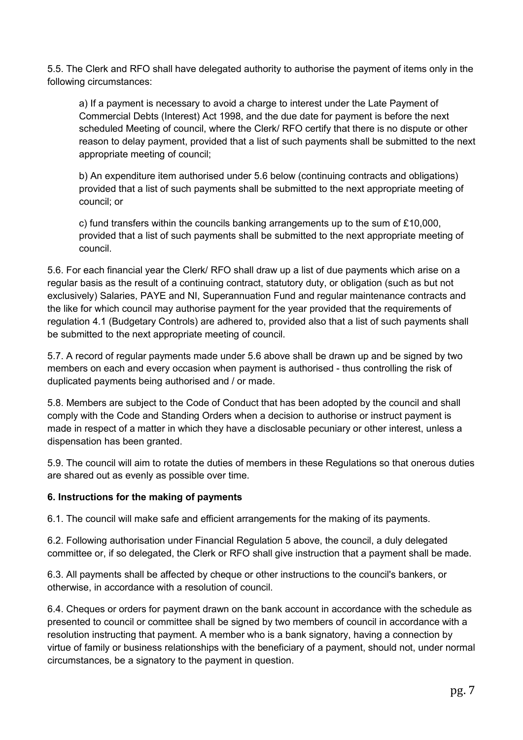5.5. The Clerk and RFO shall have delegated authority to authorise the payment of items only in the following circumstances:

a) If a payment is necessary to avoid a charge to interest under the Late Payment of Commercial Debts (Interest) Act 1998, and the due date for payment is before the next scheduled Meeting of council, where the Clerk/ RFO certify that there is no dispute or other reason to delay payment, provided that a list of such payments shall be submitted to the next appropriate meeting of council;

b) An expenditure item authorised under 5.6 below (continuing contracts and obligations) provided that a list of such payments shall be submitted to the next appropriate meeting of council; or

c) fund transfers within the councils banking arrangements up to the sum of £10,000, provided that a list of such payments shall be submitted to the next appropriate meeting of council.

5.6. For each financial year the Clerk/ RFO shall draw up a list of due payments which arise on a regular basis as the result of a continuing contract, statutory duty, or obligation (such as but not exclusively) Salaries, PAYE and NI, Superannuation Fund and regular maintenance contracts and the like for which council may authorise payment for the year provided that the requirements of regulation 4.1 (Budgetary Controls) are adhered to, provided also that a list of such payments shall be submitted to the next appropriate meeting of council.

5.7. A record of regular payments made under 5.6 above shall be drawn up and be signed by two members on each and every occasion when payment is authorised - thus controlling the risk of duplicated payments being authorised and / or made.

5.8. Members are subject to the Code of Conduct that has been adopted by the council and shall comply with the Code and Standing Orders when a decision to authorise or instruct payment is made in respect of a matter in which they have a disclosable pecuniary or other interest, unless a dispensation has been granted.

5.9. The council will aim to rotate the duties of members in these Regulations so that onerous duties are shared out as evenly as possible over time.

## 6. Instructions for the making of payments

6.1. The council will make safe and efficient arrangements for the making of its payments.

6.2. Following authorisation under Financial Regulation 5 above, the council, a duly delegated committee or, if so delegated, the Clerk or RFO shall give instruction that a payment shall be made.

6.3. All payments shall be affected by cheque or other instructions to the council's bankers, or otherwise, in accordance with a resolution of council.

6.4. Cheques or orders for payment drawn on the bank account in accordance with the schedule as presented to council or committee shall be signed by two members of council in accordance with a resolution instructing that payment. A member who is a bank signatory, having a connection by virtue of family or business relationships with the beneficiary of a payment, should not, under normal circumstances, be a signatory to the payment in question.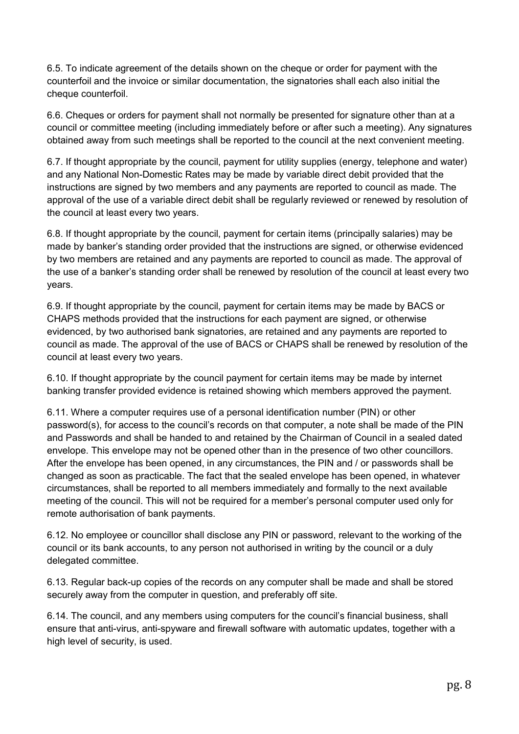6.5. To indicate agreement of the details shown on the cheque or order for payment with the counterfoil and the invoice or similar documentation, the signatories shall each also initial the cheque counterfoil.

6.6. Cheques or orders for payment shall not normally be presented for signature other than at a council or committee meeting (including immediately before or after such a meeting). Any signatures obtained away from such meetings shall be reported to the council at the next convenient meeting.

6.7. If thought appropriate by the council, payment for utility supplies (energy, telephone and water) and any National Non-Domestic Rates may be made by variable direct debit provided that the instructions are signed by two members and any payments are reported to council as made. The approval of the use of a variable direct debit shall be regularly reviewed or renewed by resolution of the council at least every two years.

6.8. If thought appropriate by the council, payment for certain items (principally salaries) may be made by banker's standing order provided that the instructions are signed, or otherwise evidenced by two members are retained and any payments are reported to council as made. The approval of the use of a banker's standing order shall be renewed by resolution of the council at least every two years.

6.9. If thought appropriate by the council, payment for certain items may be made by BACS or CHAPS methods provided that the instructions for each payment are signed, or otherwise evidenced, by two authorised bank signatories, are retained and any payments are reported to council as made. The approval of the use of BACS or CHAPS shall be renewed by resolution of the council at least every two years.

6.10. If thought appropriate by the council payment for certain items may be made by internet banking transfer provided evidence is retained showing which members approved the payment.

6.11. Where a computer requires use of a personal identification number (PIN) or other password(s), for access to the council's records on that computer, a note shall be made of the PIN and Passwords and shall be handed to and retained by the Chairman of Council in a sealed dated envelope. This envelope may not be opened other than in the presence of two other councillors. After the envelope has been opened, in any circumstances, the PIN and / or passwords shall be changed as soon as practicable. The fact that the sealed envelope has been opened, in whatever circumstances, shall be reported to all members immediately and formally to the next available meeting of the council. This will not be required for a member's personal computer used only for remote authorisation of bank payments.

6.12. No employee or councillor shall disclose any PIN or password, relevant to the working of the council or its bank accounts, to any person not authorised in writing by the council or a duly delegated committee.

6.13. Regular back-up copies of the records on any computer shall be made and shall be stored securely away from the computer in question, and preferably off site.

6.14. The council, and any members using computers for the council's financial business, shall ensure that anti-virus, anti-spyware and firewall software with automatic updates, together with a high level of security, is used.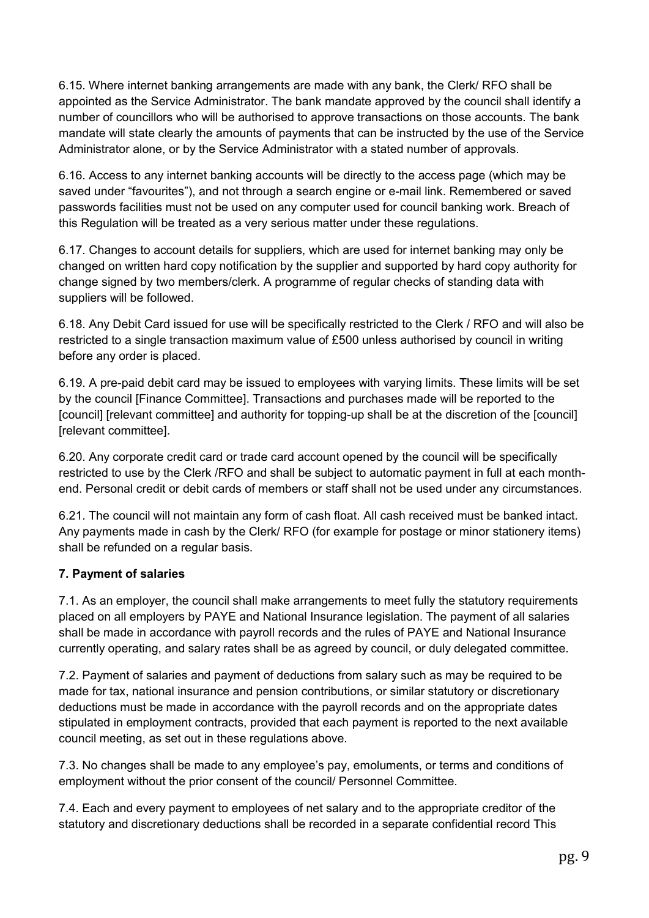6.15. Where internet banking arrangements are made with any bank, the Clerk/ RFO shall be appointed as the Service Administrator. The bank mandate approved by the council shall identify a number of councillors who will be authorised to approve transactions on those accounts. The bank mandate will state clearly the amounts of payments that can be instructed by the use of the Service Administrator alone, or by the Service Administrator with a stated number of approvals.

6.16. Access to any internet banking accounts will be directly to the access page (which may be saved under "favourites"), and not through a search engine or e-mail link. Remembered or saved passwords facilities must not be used on any computer used for council banking work. Breach of this Regulation will be treated as a very serious matter under these regulations.

6.17. Changes to account details for suppliers, which are used for internet banking may only be changed on written hard copy notification by the supplier and supported by hard copy authority for change signed by two members/clerk. A programme of regular checks of standing data with suppliers will be followed.

6.18. Any Debit Card issued for use will be specifically restricted to the Clerk / RFO and will also be restricted to a single transaction maximum value of £500 unless authorised by council in writing before any order is placed.

6.19. A pre-paid debit card may be issued to employees with varying limits. These limits will be set by the council [Finance Committee]. Transactions and purchases made will be reported to the [council] [relevant committee] and authority for topping-up shall be at the discretion of the [council] [relevant committee].

6.20. Any corporate credit card or trade card account opened by the council will be specifically restricted to use by the Clerk /RFO and shall be subject to automatic payment in full at each month-end. Personal credit or debit cards of members or staff shall not be used under any circumstances.

6.21. The council will not maintain any form of cash float. All cash received must be banked intact. Any payments made in cash by the Clerk/ RFO (for example for postage or minor stationery items) shall be refunded on a regular basis.

**7. Payment of salaries**

7.1. As an employer, the council shall make arrangements to meet fully the statutory requirements placed on all employers by PAYE and National Insurance legislation. The payment of all salaries shall be made in accordance with payroll records and the rules of PAYE and National Insurance currently operating, and salary rates shall be as agreed by council, or duly delegated committee.

7.2. Payment of salaries and payment of deductions from salary such as may be required to be made for tax, national insurance and pension contributions, or similar statutory or discretionary deductions must be made in accordance with the payroll records and on the appropriate dates stipulated in employment contracts, provided that each payment is reported to the next available council meeting, as set out in these regulations above.

7.3. No changes shall be made to any employee's pay, emoluments, or terms and conditions of employment without the prior consent of the council/ Personnel Committee.

7.4. Each and every payment to employees of net salary and to the appropriate creditor of the statutory and discretionary deductions shall be recorded in a separate confidential record This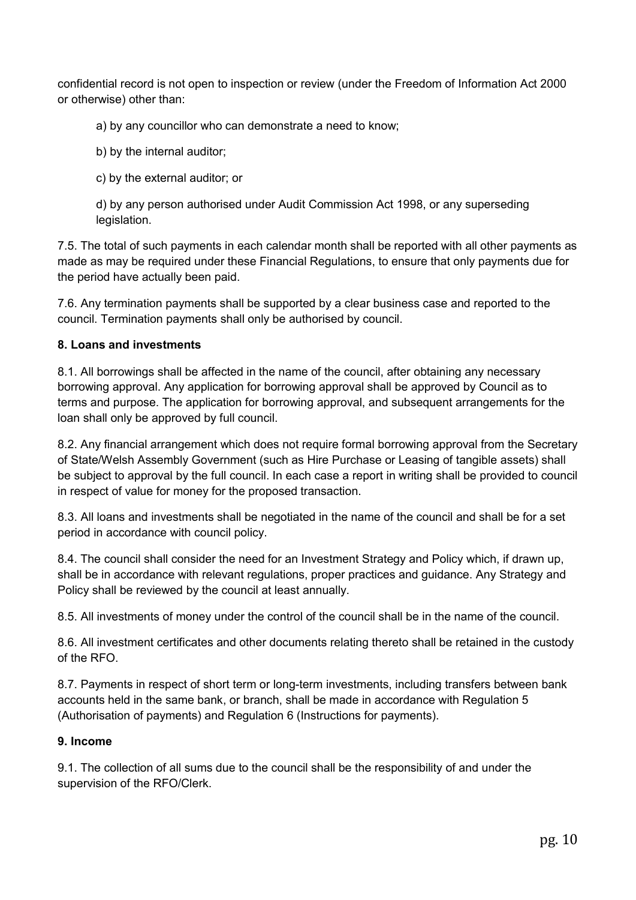confidential record is not open to inspection or review (under the Freedom of Information Act 2000 or otherwise) other than:

a) by any councillor who can demonstrate a need to know;

b) by the internal auditor;

c) by the external auditor; or

d) by any person authorised under Audit Commission Act 1998, or any superseding legislation.

7.5. The total of such payments in each calendar month shall be reported with all other payments as made as may be required under these Financial Regulations, to ensure that only payments due for the period have actually been paid.

7.6. Any termination payments shall be supported by a clear business case and reported to the council. Termination payments shall only be authorised by council.

**8. Loans and investments**

8.1. All borrowings shall be affected in the name of the council, after obtaining any necessary borrowing approval. Any application for borrowing approval shall be approved by Council as to terms and purpose. The application for borrowing approval, and subsequent arrangements for the loan shall only be approved by full council.

8.2. Any financial arrangement which does not require formal borrowing approval from the Secretary of State/Welsh Assembly Government (such as Hire Purchase or Leasing of tangible assets) shall be subject to approval by the full council. In each case a report in writing shall be provided to council in respect of value for money for the proposed transaction.

8.3. All loans and investments shall be negotiated in the name of the council and shall be for a set period in accordance with council policy.

8.4. The council shall consider the need for an Investment Strategy and Policy which, if drawn up, shall be in accordance with relevant regulations, proper practices and guidance. Any Strategy and Policy shall be reviewed by the council at least annually.

8.5. All investments of money under the control of the council shall be in the name of the council.

8.6. All investment certificates and other documents relating thereto shall be retained in the custody of the RFO.

8.7. Payments in respect of short term or long-term investments, including transfers between bank accounts held in the same bank, or branch, shall be made in accordance with Regulation 5 (Authorisation of payments) and Regulation 6 (Instructions for payments).

**9. Income**

9.1. The collection of all sums due to the council shall be the responsibility of and under the supervision of the RFO/Clerk.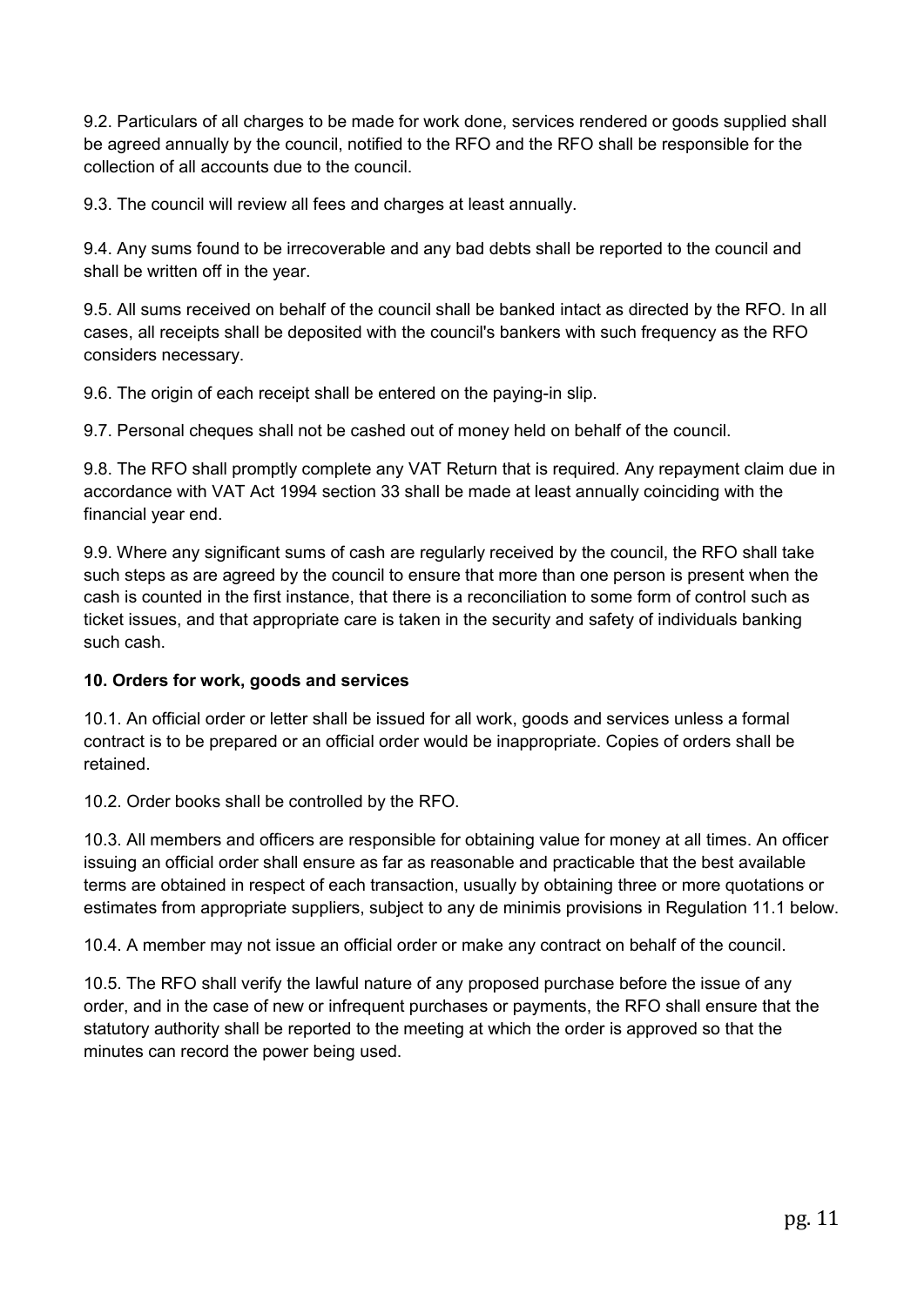9.2. Particulars of all charges to be made for work done, services rendered or goods supplied shall be agreed annually by the council, notified to the RFO and the RFO shall be responsible for the collection of all accounts due to the council.

9.3. The council will review all fees and charges at least annually.

9.4. Any sums found to be irrecoverable and any bad debts shall be reported to the council and shall be written off in the year.

9.5. All sums received on behalf of the council shall be banked intact as directed by the RFO. In all cases, all receipts shall be deposited with the council's bankers with such frequency as the RFO considers necessary.

9.6. The origin of each receipt shall be entered on the paying-in slip.

9.7. Personal cheques shall not be cashed out of money held on behalf of the council.

9.8. The RFO shall promptly complete any VAT Return that is required. Any repayment claim due in accordance with VAT Act 1994 section 33 shall be made at least annually coinciding with the financial year end.

9.9. Where any significant sums of cash are regularly received by the council, the RFO shall take such steps as are agreed by the council to ensure that more than one person is present when the cash is counted in the first instance, that there is a reconciliation to some form of control such as ticket issues, and that appropriate care is taken in the security and safety of individuals banking such cash.

**10. Orders for work, goods and services**

10.1. An official order or letter shall be issued for all work, goods and services unless a formal contract is to be prepared or an official order would be inappropriate. Copies of orders shall be retained.

10.2. Order books shall be controlled by the RFO.

10.3. All members and officers are responsible for obtaining value for money at all times. An officer issuing an official order shall ensure as far as reasonable and practicable that the best available terms are obtained in respect of each transaction, usually by obtaining three or more quotations or estimates from appropriate suppliers, subject to any de minimis provisions in Regulation 11.1 below.

10.4. A member may not issue an official order or make any contract on behalf of the council.

10.5. The RFO shall verify the lawful nature of any proposed purchase before the issue of any order, and in the case of new or infrequent purchases or payments, the RFO shall ensure that the statutory authority shall be reported to the meeting at which the order is approved so that the minutes can record the power being used.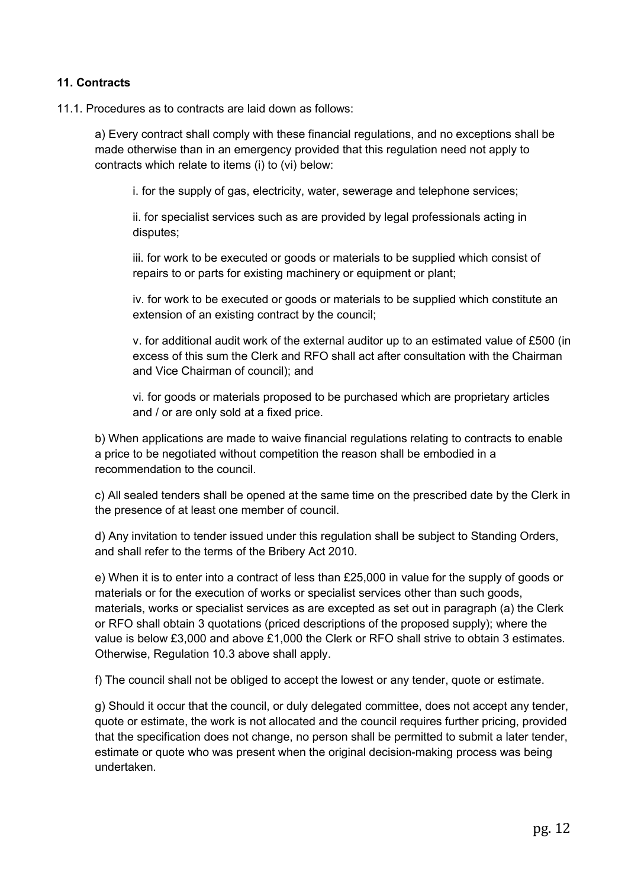**11. Contracts**

11.1. Procedures as to contracts are laid down as follows:

a) Every contract shall comply with these financial regulations, and no exceptions shall be made otherwise than in an emergency provided that this regulation need not apply to contracts which relate to items (i) to (vi) below:

i. for the supply of gas, electricity, water, sewerage and telephone services;

ii. for specialist services such as are provided by legal professionals acting in disputes;

iii. for work to be executed or goods or materials to be supplied which consist of repairs to or parts for existing machinery or equipment or plant;

iv. for work to be executed or goods or materials to be supplied which constitute an extension of an existing contract by the council;

v. for additional audit work of the external auditor up to an estimated value of £500 (in excess of this sum the Clerk and RFO shall act after consultation with the Chairman and Vice Chairman of council); and

vi. for goods or materials proposed to be purchased which are proprietary articles and / or are only sold at a fixed price.

b) When applications are made to waive financial regulations relating to contracts to enable a price to be negotiated without competition the reason shall be embodied in a recommendation to the council.

c) All sealed tenders shall be opened at the same time on the prescribed date by the Clerk in the presence of at least one member of council.

d) Any invitation to tender issued under this regulation shall be subject to Standing Orders, and shall refer to the terms of the Bribery Act 2010.

e) When it is to enter into a contract of less than £25,000 in value for the supply of goods or materials or for the execution of works or specialist services other than such goods, materials, works or specialist services as are excepted as set out in paragraph (a) the Clerk or RFO shall obtain 3 quotations (priced descriptions of the proposed supply); where the value is below £3,000 and above £1,000 the Clerk or RFO shall strive to obtain 3 estimates. Otherwise, Regulation 10.3 above shall apply.

f) The council shall not be obliged to accept the lowest or any tender, quote or estimate.

g) Should it occur that the council, or duly delegated committee, does not accept any tender, quote or estimate, the work is not allocated and the council requires further pricing, provided that the specification does not change, no person shall be permitted to submit a later tender, estimate or quote who was present when the original decision-making process was being undertaken.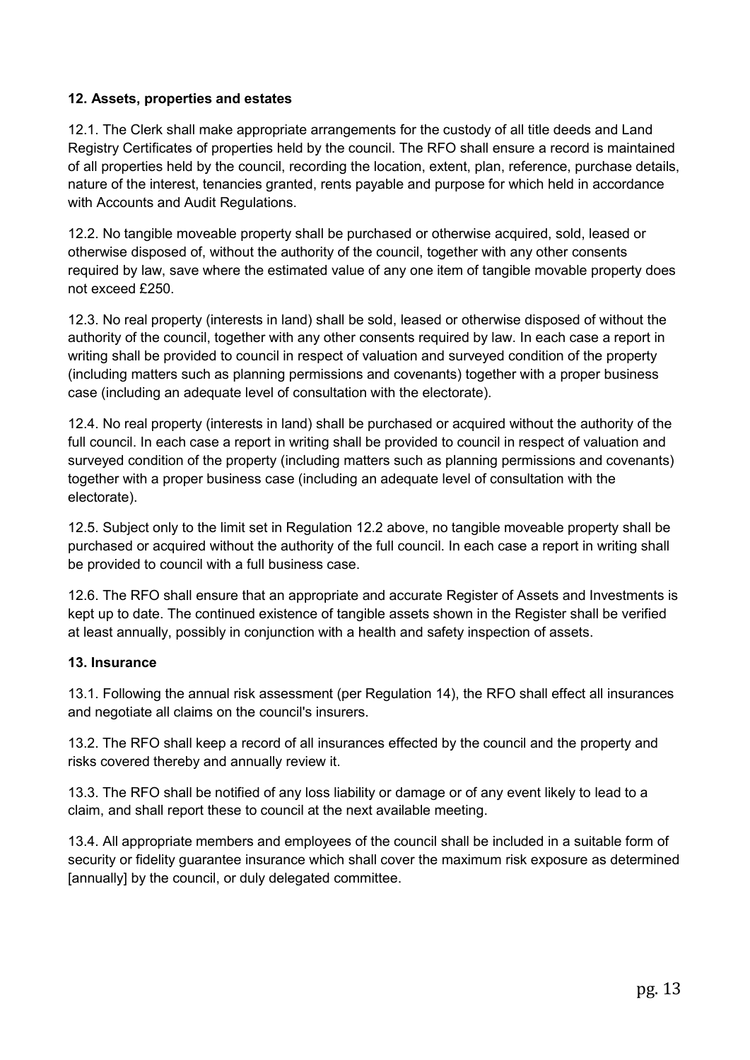### 12. Assets, properties and estates

12.1. The Clerk shall make appropriate arrangements for the custody of all title deeds and Land Registry Certificates of properties held by the council. The RFO shall ensure a record is maintained of all properties held by the council, recording the location, extent, plan, reference, purchase details, nature of the interest, tenancies granted, rents payable and purpose for which held in accordance with Accounts and Audit Regulations.

12.2. No tangible moveable property shall be purchased or otherwise acquired, sold, leased or otherwise disposed of, without the authority of the council, together with any other consents required by law, save where the estimated value of any one item of tangible movable property does not exceed £250.

12.3. No real property (interests in land) shall be sold, leased or otherwise disposed of without the authority of the council, together with any other consents required by law. In each case a report in writing shall be provided to council in respect of valuation and surveyed condition of the property (including matters such as planning permissions and covenants) together with a proper business case (including an adequate level of consultation with the electorate).

12.4. No real property (interests in land) shall be purchased or acquired without the authority of the full council. In each case a report in writing shall be provided to council in respect of valuation and surveyed condition of the property (including matters such as planning permissions and covenants) together with a proper business case (including an adequate level of consultation with the electorate).

12.5. Subject only to the limit set in Regulation 12.2 above, no tangible moveable property shall be purchased or acquired without the authority of the full council. In each case a report in writing shall be provided to council with a full business case.

12.6. The RFO shall ensure that an appropriate and accurate Register of Assets and Investments is kept up to date. The continued existence of tangible assets shown in the Register shall be verified at least annually, possibly in conjunction with a health and safety inspection of assets.

### 13. Insurance

13.1. Following the annual risk assessment (per Regulation 14), the RFO shall effect all insurances and negotiate all claims on the council's insurers.

13.2. The RFO shall keep a record of all insurances effected by the council and the property and risks covered thereby and annually review it.

13.3. The RFO shall be notified of any loss liability or damage or of any event likely to lead to a claim, and shall report these to council at the next available meeting.

13.4. All appropriate members and employees of the council shall be included in a suitable form of security or fidelity guarantee insurance which shall cover the maximum risk exposure as determined [annually] by the council, or duly delegated committee.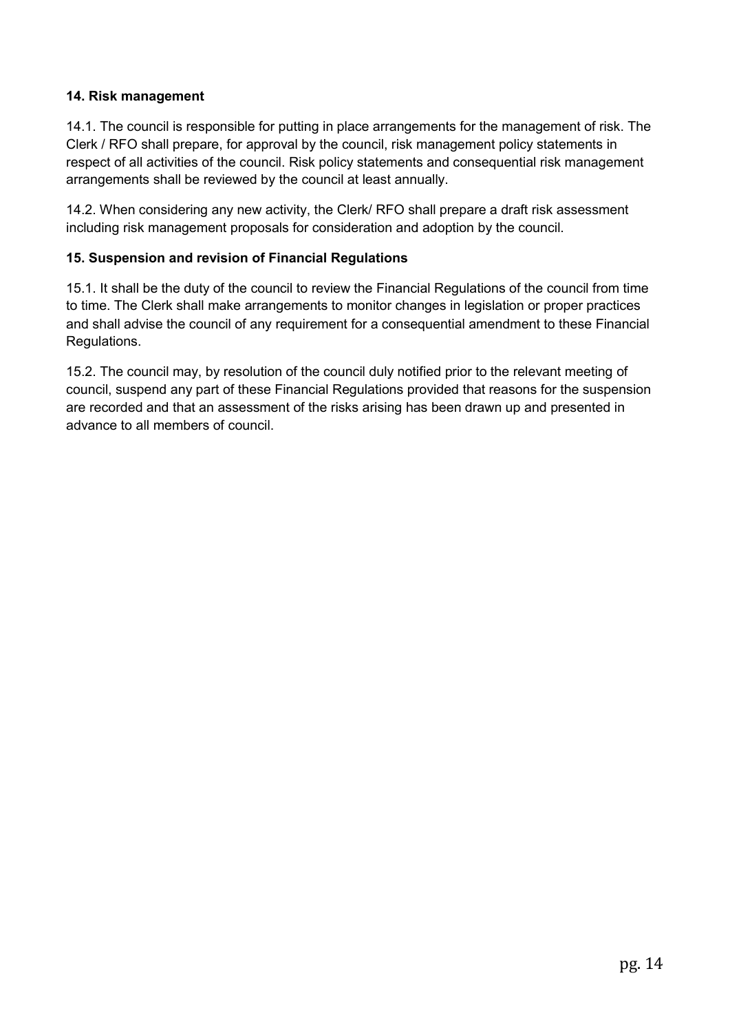**14. Risk management**

14.1. The council is responsible for putting in place arrangements for the management of risk. The Clerk / RFO shall prepare, for approval by the council, risk management policy statements in respect of all activities of the council. Risk policy statements and consequential risk management arrangements shall be reviewed by the council at least annually.

14.2. When considering any new activity, the Clerk/ RFO shall prepare a draft risk assessment including risk management proposals for consideration and adoption by the council.

**15. Suspension and revision of Financial Regulations**

15.1. It shall be the duty of the council to review the Financial Regulations of the council from time to time. The Clerk shall make arrangements to monitor changes in legislation or proper practices and shall advise the council of any requirement for a consequential amendment to these Financial Regulations.

15.2. The council may, by resolution of the council duly notified prior to the relevant meeting of council, suspend any part of these Financial Regulations provided that reasons for the suspension are recorded and that an assessment of the risks arising has been drawn up and presented in advance to all members of council.